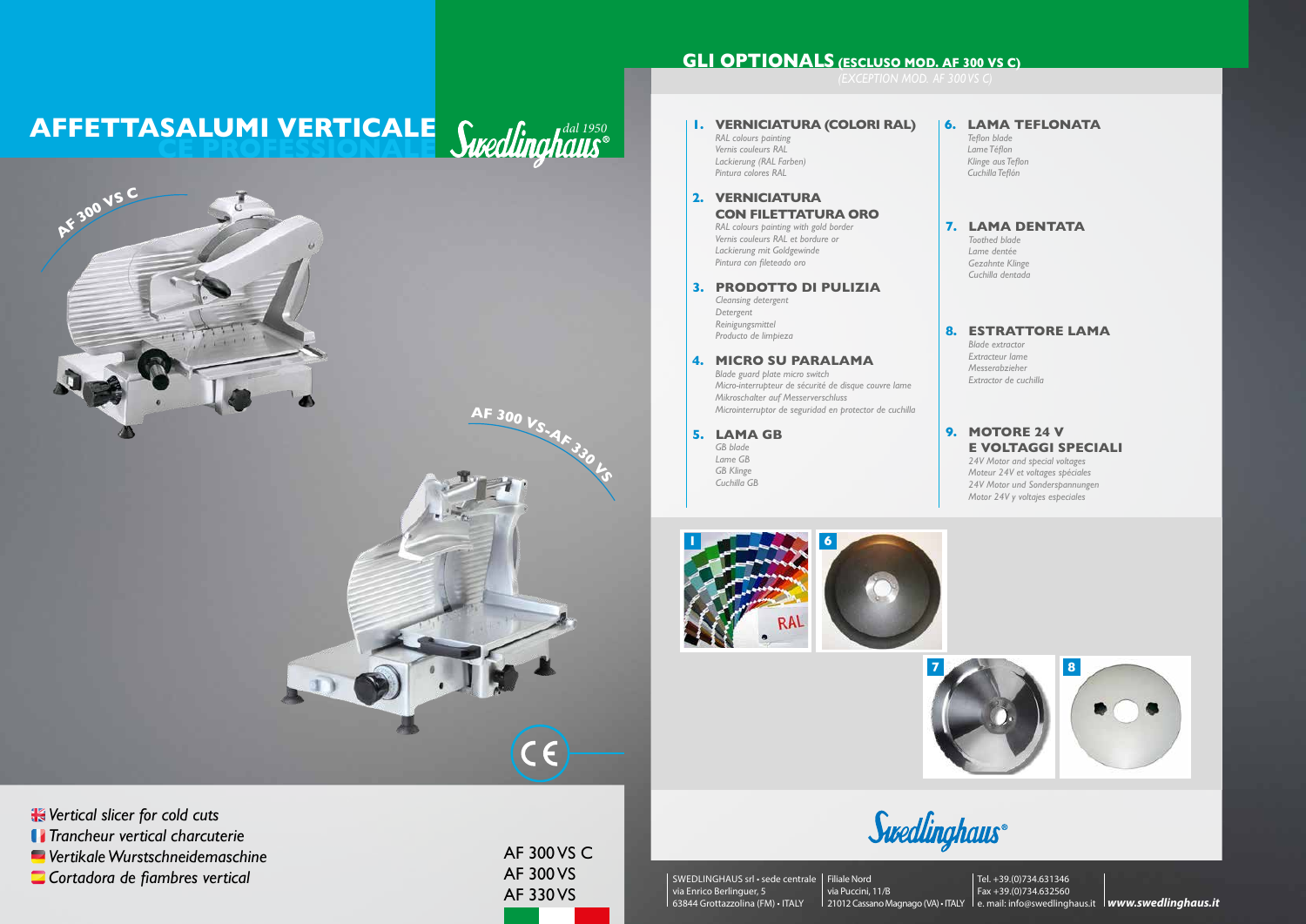# AFFETTASALUMI VERTICALE

## CE PROFESSIONALE

Swedlinghaus® dal 1950

AF 300 VS C

AF 300 VS-AF 330 VS

🇬🇧 *Vertical slicer for cold cuts*
🇫🇷 *Trancheur vertical charcuterie*
🇩🇪 *Vertikale Wurstschneidemaschine*
🇪🇸 *Cortadora de fiambres vertical*

AF 300 VS C
AF 300 VS
AF 330 VS

## GLI OPTIONALS (ESCLUSO MOD. AF 300 VS C)

*(EXCEPTION MOD. AF 300 VS C)*

**1. VERNICIATURA (COLORI RAL)**
*RAL colours painting*
*Vernis couleurs RAL*
*Lackierung (RAL Farben)*
*Pintura colores RAL*

**2. VERNICIATURA CON FILETTATURA ORO**
*RAL colours painting with gold border*
*Vernis couleurs RAL et bordure or*
*Lackierung mit Goldgewinde*
*Pintura con fileteado oro*

**3. PRODOTTO DI PULIZIA**
*Cleansing detergent*
*Detergent*
*Reinigungsmittel*
*Producto de limpieza*

**4. MICRO SU PARALAMA**
*Blade guard plate micro switch*
*Micro-interrupteur de sécurité de disque couvre lame*
*Mikroschalter auf Messerverschluss*
*Microinterruptor de seguridad en protector de cuchilla*

**5. LAMA GB**
*GB blade*
*Lame GB*
*GB Klinge*
*Cuchilla GB*

**6. LAMA TEFLONATA**
*Teflon blade*
*Lame Téflon*
*Klinge aus Teflon*
*Cuchilla Teflón*

**7. LAMA DENTATA**
*Toothed blade*
*Lame dentée*
*Gezahnte Klinge*
*Cuchilla dentada*

**8. ESTRATTORE LAMA**
*Blade extractor*
*Extracteur lame*
*Messerabzieher*
*Extractor de cuchilla*

**9. MOTORE 24 V E VOLTAGGI SPECIALI**
*24V Motor and special voltages*
*Moteur 24V et voltages spéciales*
*24V Motor und Sonderspannungen*
*Motor 24V y voltajes especiales*

1 RAL

6

7

8

Swedlinghaus®

SWEDLINGHAUS srl • sede centrale
via Enrico Berlinguer, 5
63844 Grottazzolina (FM) • ITALY

Filiale Nord
via Puccini, 11/B
21012 Cassano Magnago (VA) • ITALY

Tel. +39.(0)734.631346
Fax +39.(0)734.632560
e. mail: info@swedlinghaus.it

**www.swedlinghaus.it**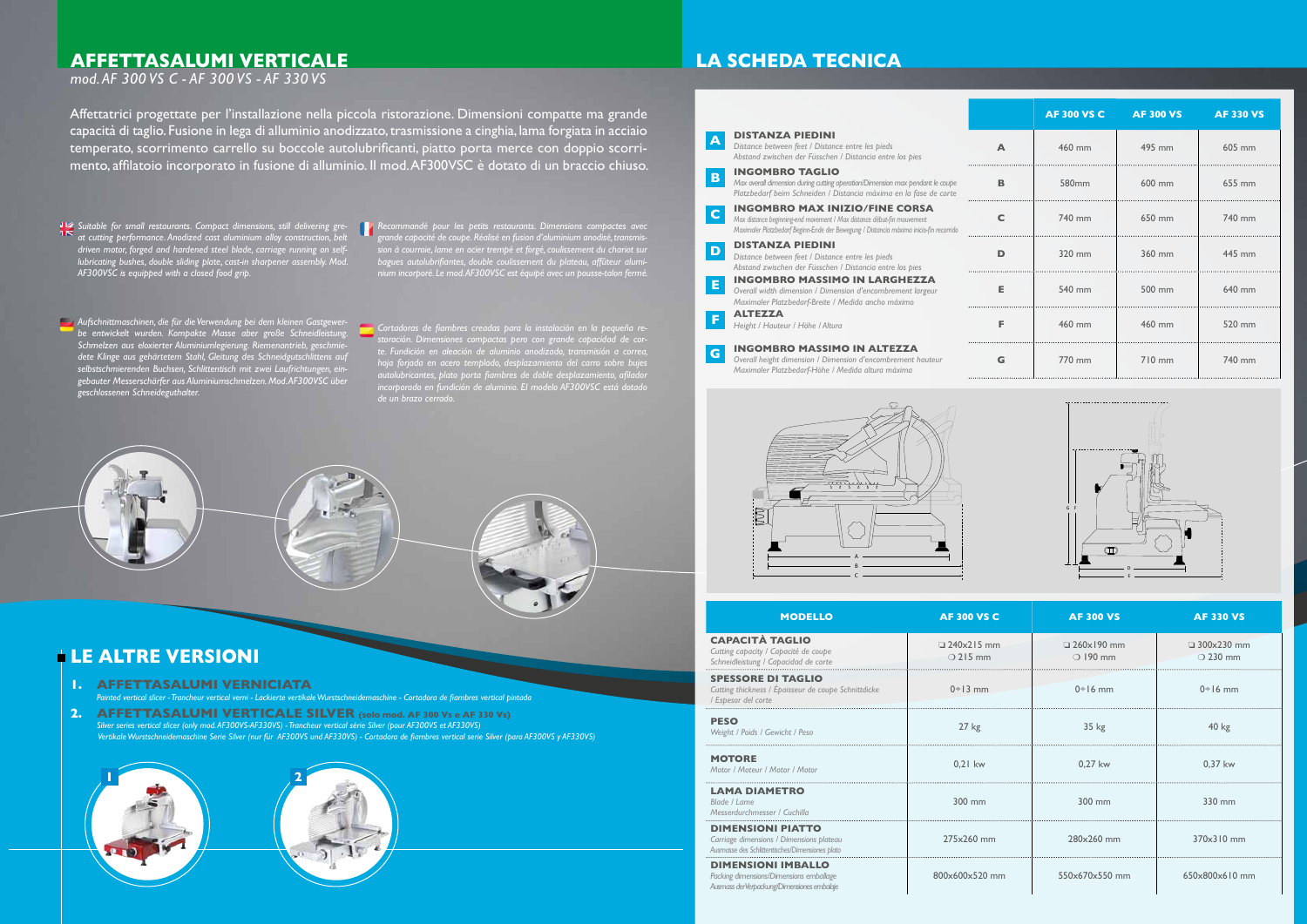## AFFETTASALUMI VERTICALE

*mod. AF 300 VS C - AF 300 VS - AF 330 VS*

Affettatrici progettate per l'installazione nella piccola ristorazione. Dimensioni compatte ma grande capacità di taglio. Fusione in lega di alluminio anodizzato, trasmissione a cinghia, lama forgiata in acciaio temperato, scorrimento carrello su boccole autolubrificanti, piatto porta merce con doppio scorrimento, affilatoio incorporato in fusione di alluminio. Il mod. AF300VSC è dotato di un braccio chiuso.

*Suitable for small restaurants. Compact dimensions, still delivering great cutting performance. Anodized cast aluminium alloy construction, belt driven motor, forged and hardened steel blade, carriage running on self-lubricating bushes, double sliding plate, cast-in sharpener assembly. Mod. AF300VSC is equipped with a closed food grip.*

*Recommandé pour les petits restaurants. Dimensions compactes avec grande capacité de coupe. Réalisé en fusion d'aluminium anodisé, transmission à courroie, lame en acier trempé et forgé, coulissement du chariot sur bagues autolubrifiantes, double coulissement du plateau, affûteur aluminium incorporé. Le mod. AF300VSC est équipé avec un pousse-talon fermé.*

*Aufschnittmaschinen, die für die Verwendung bei dem kleinen Gastgewerbe entwickelt wurden. Kompakte Masse aber große Schneidleistung. Schmelzen aus eloxierter Aluminiumlegierung. Riemenantrieb, geschmiedete Klinge aus gehärtetem Stahl, Gleitung des Schneidgutschlittens auf selbstschmierenden Buchsen, Schlittentisch mit zwei Laufrichtungen, eingebauter Messerschärfer aus Aluminiumschmelzen. Mod. AF300VSC über geschlossenen Schneideguthalter.*

*Cortadoras de fiambres creadas para la instalación en la pequeña restoración. Dimensiones compactas pero con grande capacidad de corte. Fundición en aleación de aluminio anodizado, transmisión a correa, hoja forjada en acero templado, desplazamiento del carro sobre bujes autolubricantes, plato porta fiambres de doble desplazamiento, afilador incorporado en fundición de aluminio. El modelo AF300VSC está dotado de un brazo cerrado.*

## LE ALTRE VERSIONI

1. **AFFETTASALUMI VERNICIATA**
   *Painted vertical slicer - Trancheur vertical verni - Lackierte vertikale Wurstschneidemaschine - Cortadora de fiambres vertical pintada*
2. **AFFETTASALUMI VERTICALE SILVER (solo mod. AF 300 Vs e AF 330 Vs)**
   *Silver series vertical slicer (only mod. AF300VS-AF330VS) - Trancheur vertical série Silver (pour AF300VS et AF330VS)*
   *Vertikale Wurstschneidemaschine Serie Silver (nur für AF300VS und AF330VS) - Cortadora de fiambres vertical serie Silver (para AF300VS y AF330VS)*

## LA SCHEDA TECNICA

| | | AF 300 VS C | AF 300 VS | AF 330 VS |
|---|---|---|---|---|
| **A** **DISTANZA PIEDINI** *Distance between feet / Distance entre les pieds Abstand zwischen der Füsschen / Distancia entre los pies* | A | 460 mm | 495 mm | 605 mm |
| **B** **INGOMBRO TAGLIO** *Max overall dimension during cutting operation/Dimension max pendant le coupe Platzbedarf beim Schneiden / Distancia máxima en la fase de corte* | B | 580mm | 600 mm | 655 mm |
| **C** **INGOMBRO MAX INIZIO/FINE CORSA** *Max distance beginning-end movement / Max distance début-fin mouvement Maximaler Platzbedarf Beginn-Ende der Bewegung / Distancia máxima inicio-fin recorrido* | C | 740 mm | 650 mm | 740 mm |
| **D** **DISTANZA PIEDINI** *Distance between feet / Distance entre les pieds Abstand zwischen der Füsschen / Distancia entre los pies* | D | 320 mm | 360 mm | 445 mm |
| **E** **INGOMBRO MASSIMO IN LARGHEZZA** *Overall width dimension / Dimension d'encombrement largeur Maximaler Platzbedarf-Breite / Medida ancho máximo* | E | 540 mm | 500 mm | 640 mm |
| **F** **ALTEZZA** *Height / Hauteur / Höhe / Altura* | F | 460 mm | 460 mm | 520 mm |
| **G** **INGOMBRO MASSIMO IN ALTEZZA** *Overall height dimension / Dimension d'encombrement hauteur Maximaler Platzbedarf-Höhe / Medida altura máxima* | G | 770 mm | 710 mm | 740 mm |

| MODELLO | AF 300 VS C | AF 300 VS | AF 330 VS |
|---|---|---|---|
| **CAPACITÀ TAGLIO** *Cutting capacity / Capacité de coupe Schneidleistung / Capacidad de corte* | ❑ 240x215 mm ❍ 215 mm | ❑ 260x190 mm ❍ 190 mm | ❑ 300x230 mm ❍ 230 mm |
| **SPESSORE DI TAGLIO** *Cutting thickness / Épaisseur de coupe Schnittdicke / Espesor del corte* | 0÷13 mm | 0÷16 mm | 0÷16 mm |
| **PESO** *Weight / Poids / Gewicht / Peso* | 27 kg | 35 kg | 40 kg |
| **MOTORE** *Motor / Moteur / Motor / Motor* | 0,21 kw | 0,27 kw | 0,37 kw |
| **LAMA DIAMETRO** *Blade / Lame Messerdurchmesser / Cuchilla* | 300 mm | 300 mm | 330 mm |
| **DIMENSIONI PIATTO** *Carriage dimensions / Dimensions plateau Ausmasse des Schlittentisches/Dimensiones plato* | 275x260 mm | 280x260 mm | 370x310 mm |
| **DIMENSIONI IMBALLO** *Packing dimensions/Dimensions emballage Ausmass der Verpackung/Dimensiones embalaje* | 800x600x520 mm | 550x670x550 mm | 650x800x610 mm |